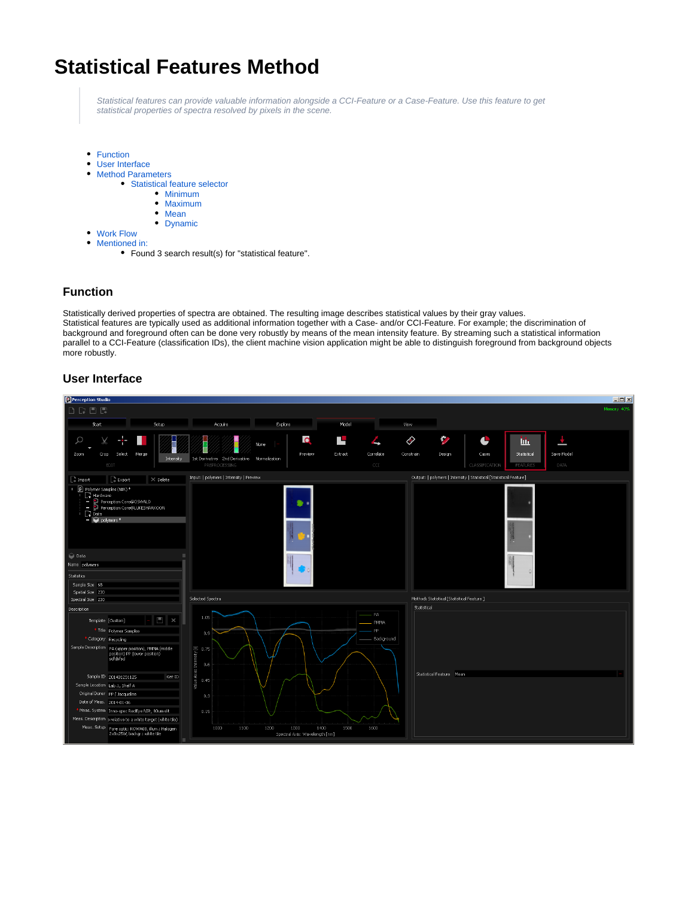# Statistical Features Method

> *Statistical features can provide valuable information alongside a CCI-Feature or a Case-Feature. Use this feature to get statistical properties of spectra resolved by pixels in the scene.*

- Function
- User Interface
- Method Parameters
  - Statistical feature selector
    - Minimum
    - Maximum
    - Mean
    - Dynamic
- Work Flow
- Mentioned in:
  - Found 3 search result(s) for "statistical feature".

## Function

Statistically derived properties of spectra are obtained. The resulting image describes statistical values by their gray values.
Statistical features are typically used as additional information together with a Case- and/or CCI-Feature. For example; the discrimination of background and foreground often can be done very robustly by means of the mean intensity feature. By streaming such a statistical information parallel to a CCI-Feature (classification IDs), the client machine vision application might be able to distinguish foreground from background objects more robustly.

## User Interface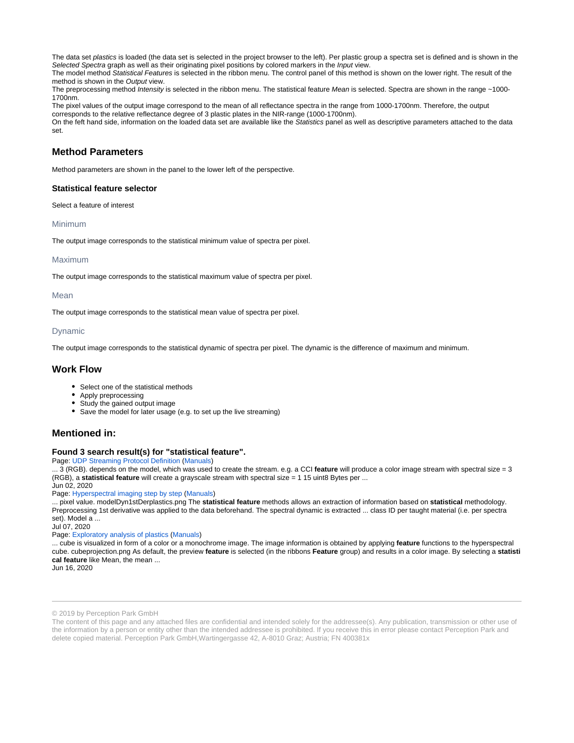The data set *plastics* is loaded (the data set is selected in the project browser to the left). Per plastic group a spectra set is defined and is shown in the *Selected Spectra* graph as well as their originating pixel positions by colored markers in the *Input* view.
The model method *Statistical Features* is selected in the ribbon menu. The control panel of this method is shown on the lower right. The result of the method is shown in the *Output* view.
The preprocessing method *Intensity* is selected in the ribbon menu. The statistical feature *Mean* is selected. Spectra are shown in the range ~1000-1700nm.
The pixel values of the output image correspond to the mean of all reflectance spectra in the range from 1000-1700nm. Therefore, the output corresponds to the relative reflectance degree of 3 plastic plates in the NIR-range (1000-1700nm).
On the feft hand side, information on the loaded data set are available like the *Statistics* panel as well as descriptive parameters attached to the data set.

## Method Parameters

Method parameters are shown in the panel to the lower left of the perspective.

### Statistical feature selector

Select a feature of interest

#### Minimum

The output image corresponds to the statistical minimum value of spectra per pixel.

#### Maximum

The output image corresponds to the statistical maximum value of spectra per pixel.

#### Mean

The output image corresponds to the statistical mean value of spectra per pixel.

#### Dynamic

The output image corresponds to the statistical dynamic of spectra per pixel. The dynamic is the difference of maximum and minimum.

## Work Flow

- Select one of the statistical methods
- Apply preprocessing
- Study the gained output image
- Save the model for later usage (e.g. to set up the live streaming)

## Mentioned in:

### Found 3 search result(s) for "statistical feature".

Page: UDP Streaming Protocol Definition (Manuals)
... 3 (RGB). depends on the model, which was used to create the stream. e.g. a CCI **feature** will produce a color image stream with spectral size = 3 (RGB), a **statistical feature** will create a grayscale stream with spectral size = 1 15 uint8 Bytes per ...
Jun 02, 2020

Page: Hyperspectral imaging step by step (Manuals)
... pixel value. modelDyn1stDerplastics.png The **statistical feature** methods allows an extraction of information based on **statistical** methodology. Preprocessing 1st derivative was applied to the data beforehand. The spectral dynamic is extracted ... class ID per taught material (i.e. per spectra set). Model a ...
Jul 07, 2020

Page: Exploratory analysis of plastics (Manuals)
... cube is visualized in form of a color or a monochrome image. The image information is obtained by applying **feature** functions to the hyperspectral cube. cubeprojection.png As default, the preview **feature** is selected (in the ribbons **Feature** group) and results in a color image. By selecting a **statistical feature** like Mean, the mean ...
Jun 16, 2020

© 2019 by Perception Park GmbH
The content of this page and any attached files are confidential and intended solely for the addressee(s). Any publication, transmission or other use of the information by a person or entity other than the intended addressee is prohibited. If you receive this in error please contact Perception Park and delete copied material. Perception Park GmbH,Wartingergasse 42, A-8010 Graz; Austria; FN 400381x